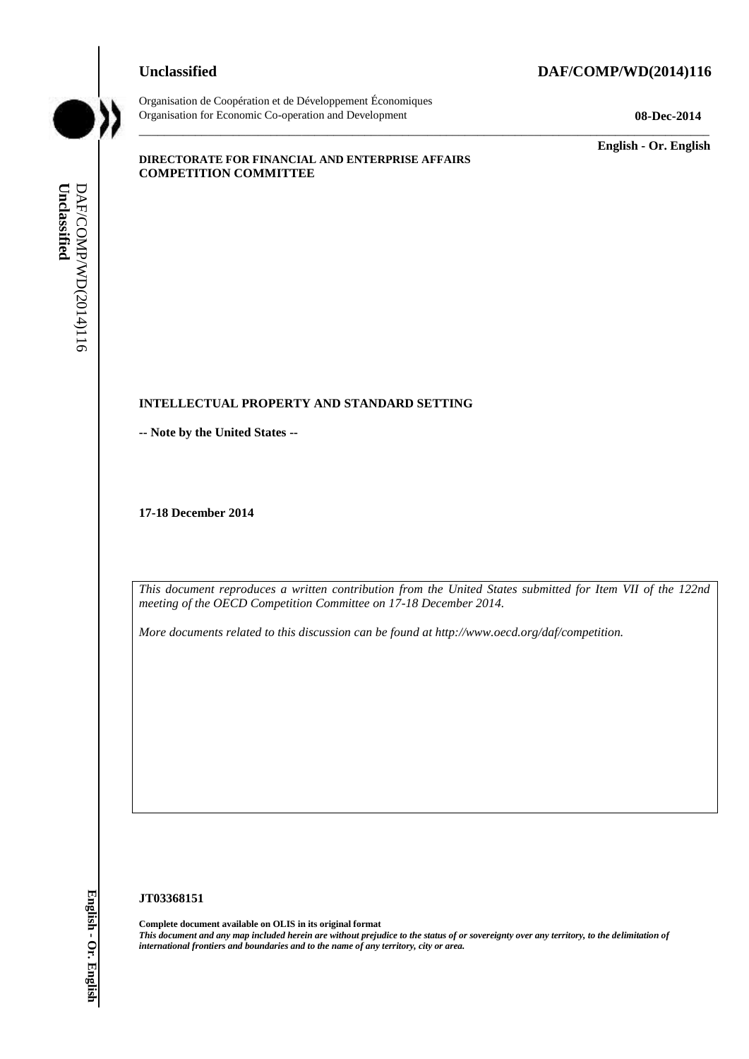**Unclassified** **DAF/COMP/WD(2014)116**

Organisation de Coopération et de Développement Économiques
Organisation for Economic Co-operation and Development **08-Dec-2014**

**English - Or. English**

**DIRECTORATE FOR FINANCIAL AND ENTERPRISE AFFAIRS**
**COMPETITION COMMITTEE**

# INTELLECTUAL PROPERTY AND STANDARD SETTING

**-- Note by the United States --**

**17-18 December 2014**

*This document reproduces a written contribution from the United States submitted for Item VII of the 122nd meeting of the OECD Competition Committee on 17-18 December 2014.*

*More documents related to this discussion can be found at http://www.oecd.org/daf/competition.*

**JT03368151**

**Complete document available on OLIS in its original format**
***This document and any map included herein are without prejudice to the status of or sovereignty over any territory, to the delimitation of international frontiers and boundaries and to the name of any territory, city or area.***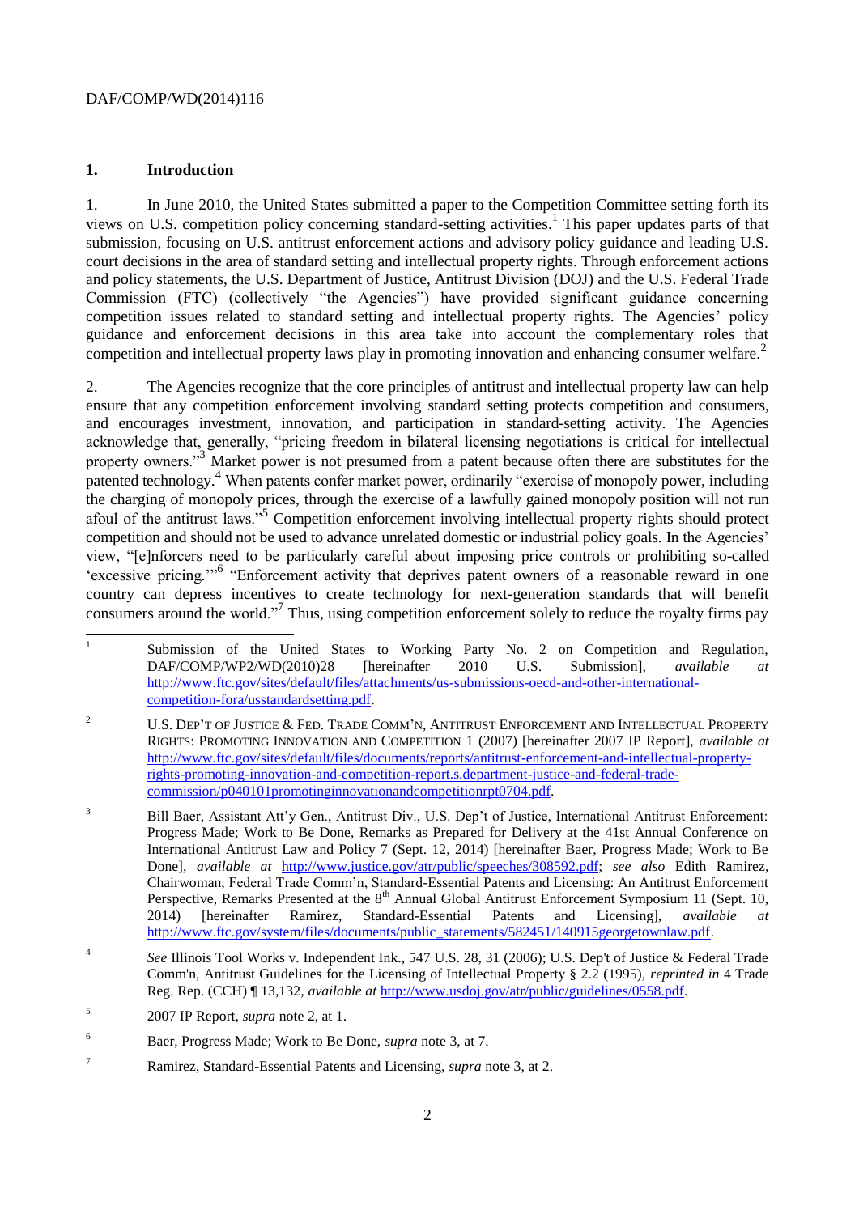## 1. Introduction

1. In June 2010, the United States submitted a paper to the Competition Committee setting forth its views on U.S. competition policy concerning standard-setting activities.[1] This paper updates parts of that submission, focusing on U.S. antitrust enforcement actions and advisory policy guidance and leading U.S. court decisions in the area of standard setting and intellectual property rights. Through enforcement actions and policy statements, the U.S. Department of Justice, Antitrust Division (DOJ) and the U.S. Federal Trade Commission (FTC) (collectively "the Agencies") have provided significant guidance concerning competition issues related to standard setting and intellectual property rights. The Agencies' policy guidance and enforcement decisions in this area take into account the complementary roles that competition and intellectual property laws play in promoting innovation and enhancing consumer welfare.[2]

2. The Agencies recognize that the core principles of antitrust and intellectual property law can help ensure that any competition enforcement involving standard setting protects competition and consumers, and encourages investment, innovation, and participation in standard-setting activity. The Agencies acknowledge that, generally, "pricing freedom in bilateral licensing negotiations is critical for intellectual property owners."[3] Market power is not presumed from a patent because often there are substitutes for the patented technology.[4] When patents confer market power, ordinarily "exercise of monopoly power, including the charging of monopoly prices, through the exercise of a lawfully gained monopoly position will not run afoul of the antitrust laws."[5] Competition enforcement involving intellectual property rights should protect competition and should not be used to advance unrelated domestic or industrial policy goals. In the Agencies' view, "[e]nforcers need to be particularly careful about imposing price controls or prohibiting so-called 'excessive pricing.'"[6] "Enforcement activity that deprives patent owners of a reasonable reward in one country can depress incentives to create technology for next-generation standards that will benefit consumers around the world."[7] Thus, using competition enforcement solely to reduce the royalty firms pay

---

[1] Submission of the United States to Working Party No. 2 on Competition and Regulation, DAF/COMP/WP2/WD(2010)28 [hereinafter 2010 U.S. Submission], *available at* http://www.ftc.gov/sites/default/files/attachments/us-submissions-oecd-and-other-international-competition-fora/usstandardsetting.pdf.

[2] U.S. DEP'T OF JUSTICE & FED. TRADE COMM'N, ANTITRUST ENFORCEMENT AND INTELLECTUAL PROPERTY RIGHTS: PROMOTING INNOVATION AND COMPETITION 1 (2007) [hereinafter 2007 IP Report], *available at* http://www.ftc.gov/sites/default/files/documents/reports/antitrust-enforcement-and-intellectual-property-rights-promoting-innovation-and-competition-report.s.department-justice-and-federal-trade-commission/p040101promotinginnovationandcompetitionrpt0704.pdf.

[3] Bill Baer, Assistant Att'y Gen., Antitrust Div., U.S. Dep't of Justice, International Antitrust Enforcement: Progress Made; Work to Be Done, Remarks as Prepared for Delivery at the 41st Annual Conference on International Antitrust Law and Policy 7 (Sept. 12, 2014) [hereinafter Baer, Progress Made; Work to Be Done], *available at* http://www.justice.gov/atr/public/speeches/308592.pdf; *see also* Edith Ramirez, Chairwoman, Federal Trade Comm'n, Standard-Essential Patents and Licensing: An Antitrust Enforcement Perspective, Remarks Presented at the 8th Annual Global Antitrust Enforcement Symposium 11 (Sept. 10, 2014) [hereinafter Ramirez, Standard-Essential Patents and Licensing], *available at* http://www.ftc.gov/system/files/documents/public_statements/582451/140915georgetownlaw.pdf.

[4] *See* Illinois Tool Works v. Independent Ink., 547 U.S. 28, 31 (2006); U.S. Dep't of Justice & Federal Trade Comm'n, Antitrust Guidelines for the Licensing of Intellectual Property § 2.2 (1995), *reprinted in* 4 Trade Reg. Rep. (CCH) ¶ 13,132, *available at* http://www.usdoj.gov/atr/public/guidelines/0558.pdf.

[5] 2007 IP Report, *supra* note 2, at 1.

[6] Baer, Progress Made; Work to Be Done, *supra* note 3, at 7.

[7] Ramirez, Standard-Essential Patents and Licensing, *supra* note 3, at 2.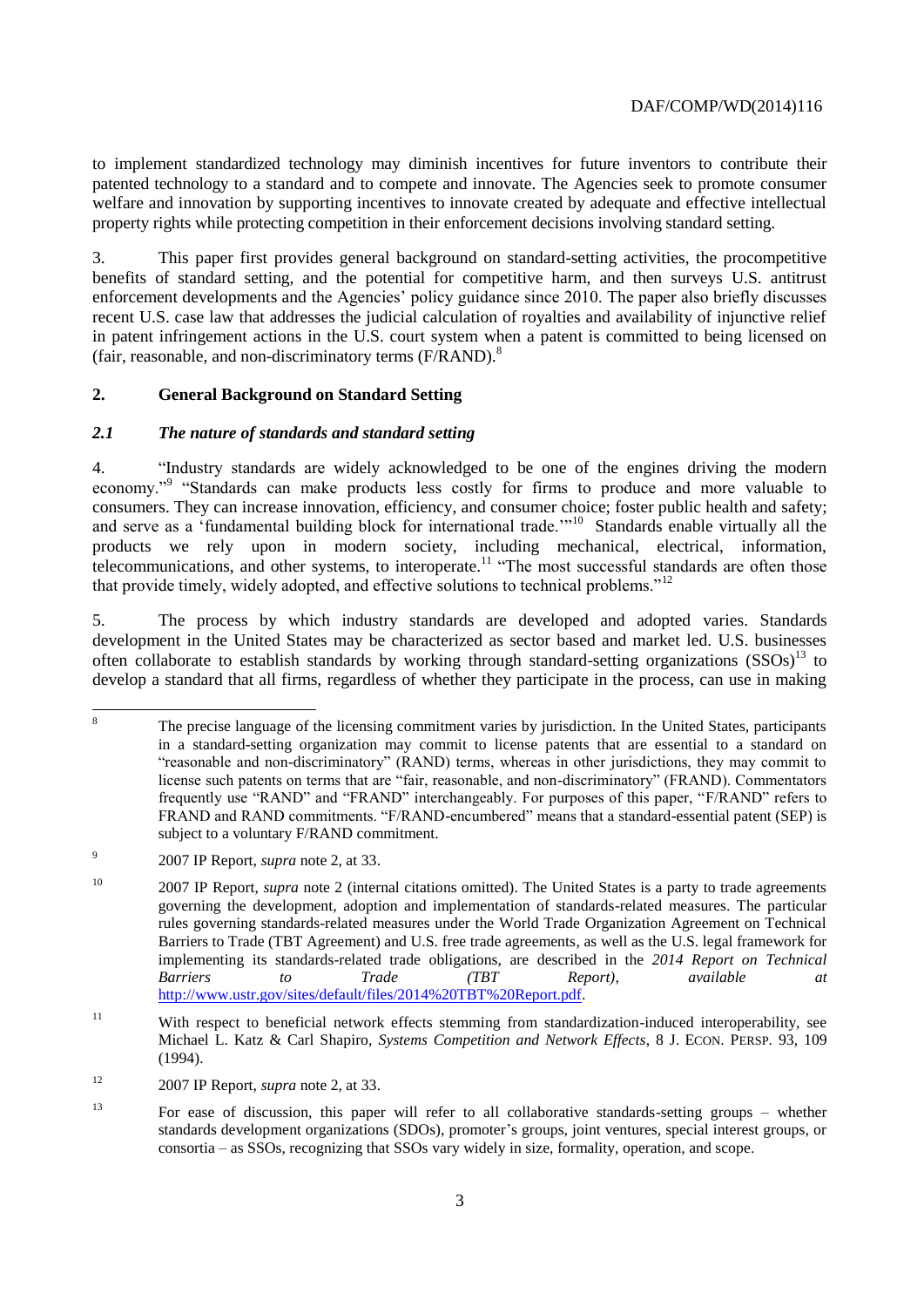to implement standardized technology may diminish incentives for future inventors to contribute their patented technology to a standard and to compete and innovate. The Agencies seek to promote consumer welfare and innovation by supporting incentives to innovate created by adequate and effective intellectual property rights while protecting competition in their enforcement decisions involving standard setting.

3. This paper first provides general background on standard-setting activities, the procompetitive benefits of standard setting, and the potential for competitive harm, and then surveys U.S. antitrust enforcement developments and the Agencies' policy guidance since 2010. The paper also briefly discusses recent U.S. case law that addresses the judicial calculation of royalties and availability of injunctive relief in patent infringement actions in the U.S. court system when a patent is committed to being licensed on (fair, reasonable, and non-discriminatory terms (F/RAND).[8]

## 2. General Background on Standard Setting

### *2.1 The nature of standards and standard setting*

4. "Industry standards are widely acknowledged to be one of the engines driving the modern economy."[9] "Standards can make products less costly for firms to produce and more valuable to consumers. They can increase innovation, efficiency, and consumer choice; foster public health and safety; and serve as a 'fundamental building block for international trade.'"[10] Standards enable virtually all the products we rely upon in modern society, including mechanical, electrical, information, telecommunications, and other systems, to interoperate.[11] "The most successful standards are often those that provide timely, widely adopted, and effective solutions to technical problems."[12]

5. The process by which industry standards are developed and adopted varies. Standards development in the United States may be characterized as sector based and market led. U.S. businesses often collaborate to establish standards by working through standard-setting organizations (SSOs)[13] to develop a standard that all firms, regardless of whether they participate in the process, can use in making

---

[8] The precise language of the licensing commitment varies by jurisdiction. In the United States, participants in a standard-setting organization may commit to license patents that are essential to a standard on "reasonable and non-discriminatory" (RAND) terms, whereas in other jurisdictions, they may commit to license such patents on terms that are "fair, reasonable, and non-discriminatory" (FRAND). Commentators frequently use "RAND" and "FRAND" interchangeably. For purposes of this paper, "F/RAND" refers to FRAND and RAND commitments. "F/RAND-encumbered" means that a standard-essential patent (SEP) is subject to a voluntary F/RAND commitment.

[9] 2007 IP Report, *supra* note 2, at 33.

[10] 2007 IP Report, *supra* note 2 (internal citations omitted). The United States is a party to trade agreements governing the development, adoption and implementation of standards-related measures. The particular rules governing standards-related measures under the World Trade Organization Agreement on Technical Barriers to Trade (TBT Agreement) and U.S. free trade agreements, as well as the U.S. legal framework for implementing its standards-related trade obligations, are described in the *2014 Report on Technical Barriers to Trade (TBT Report), available at* http://www.ustr.gov/sites/default/files/2014%20TBT%20Report.pdf.

[11] With respect to beneficial network effects stemming from standardization-induced interoperability, see Michael L. Katz & Carl Shapiro, *Systems Competition and Network Effects*, 8 J. ECON. PERSP. 93, 109 (1994).

[12] 2007 IP Report, *supra* note 2, at 33.

[13] For ease of discussion, this paper will refer to all collaborative standards-setting groups – whether standards development organizations (SDOs), promoter's groups, joint ventures, special interest groups, or consortia – as SSOs, recognizing that SSOs vary widely in size, formality, operation, and scope.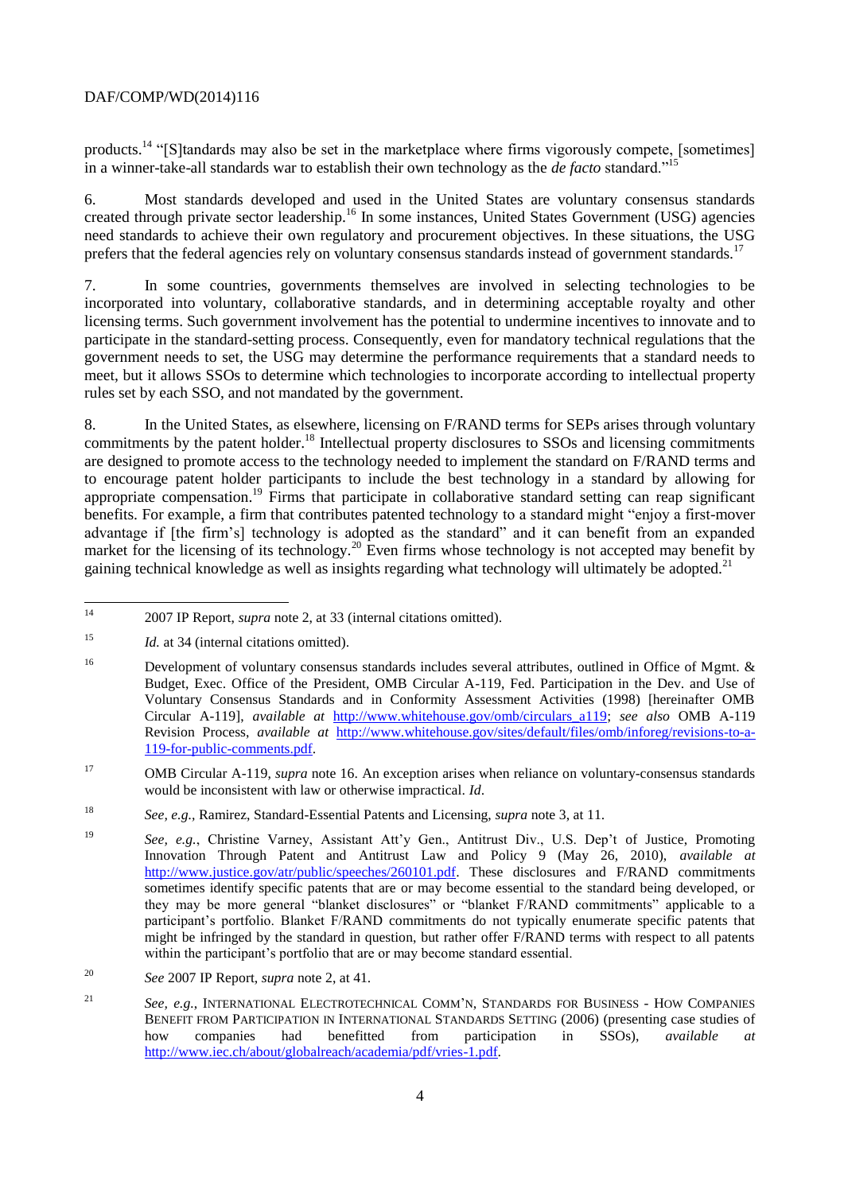products.[14] "[S]tandards may also be set in the marketplace where firms vigorously compete, [sometimes] in a winner-take-all standards war to establish their own technology as the *de facto* standard."[15]

6. Most standards developed and used in the United States are voluntary consensus standards created through private sector leadership.[16] In some instances, United States Government (USG) agencies need standards to achieve their own regulatory and procurement objectives. In these situations, the USG prefers that the federal agencies rely on voluntary consensus standards instead of government standards.[17]

7. In some countries, governments themselves are involved in selecting technologies to be incorporated into voluntary, collaborative standards, and in determining acceptable royalty and other licensing terms. Such government involvement has the potential to undermine incentives to innovate and to participate in the standard-setting process. Consequently, even for mandatory technical regulations that the government needs to set, the USG may determine the performance requirements that a standard needs to meet, but it allows SSOs to determine which technologies to incorporate according to intellectual property rules set by each SSO, and not mandated by the government.

8. In the United States, as elsewhere, licensing on F/RAND terms for SEPs arises through voluntary commitments by the patent holder.[18] Intellectual property disclosures to SSOs and licensing commitments are designed to promote access to the technology needed to implement the standard on F/RAND terms and to encourage patent holder participants to include the best technology in a standard by allowing for appropriate compensation.[19] Firms that participate in collaborative standard setting can reap significant benefits. For example, a firm that contributes patented technology to a standard might "enjoy a first-mover advantage if [the firm's] technology is adopted as the standard" and it can benefit from an expanded market for the licensing of its technology.[20] Even firms whose technology is not accepted may benefit by gaining technical knowledge as well as insights regarding what technology will ultimately be adopted.[21]

---

[14] 2007 IP Report, *supra* note 2, at 33 (internal citations omitted).

[15] *Id.* at 34 (internal citations omitted).

[16] Development of voluntary consensus standards includes several attributes, outlined in Office of Mgmt. & Budget, Exec. Office of the President, OMB Circular A-119, Fed. Participation in the Dev. and Use of Voluntary Consensus Standards and in Conformity Assessment Activities (1998) [hereinafter OMB Circular A-119], *available at* http://www.whitehouse.gov/omb/circulars_a119; *see also* OMB A-119 Revision Process, *available at* http://www.whitehouse.gov/sites/default/files/omb/inforeg/revisions-to-a-119-for-public-comments.pdf.

[17] OMB Circular A-119, *supra* note 16. An exception arises when reliance on voluntary-consensus standards would be inconsistent with law or otherwise impractical. *Id*.

[18] *See, e.g.*, Ramirez, Standard-Essential Patents and Licensing, *supra* note 3, at 11.

[19] *See, e.g.*, Christine Varney, Assistant Att'y Gen., Antitrust Div., U.S. Dep't of Justice, Promoting Innovation Through Patent and Antitrust Law and Policy 9 (May 26, 2010), *available at* http://www.justice.gov/atr/public/speeches/260101.pdf. These disclosures and F/RAND commitments sometimes identify specific patents that are or may become essential to the standard being developed, or they may be more general "blanket disclosures" or "blanket F/RAND commitments" applicable to a participant's portfolio. Blanket F/RAND commitments do not typically enumerate specific patents that might be infringed by the standard in question, but rather offer F/RAND terms with respect to all patents within the participant's portfolio that are or may become standard essential.

[20] *See* 2007 IP Report, *supra* note 2, at 41.

[21] *See, e.g.*, INTERNATIONAL ELECTROTECHNICAL COMM'N, STANDARDS FOR BUSINESS - HOW COMPANIES BENEFIT FROM PARTICIPATION IN INTERNATIONAL STANDARDS SETTING (2006) (presenting case studies of how companies had benefitted from participation in SSOs), *available at* http://www.iec.ch/about/globalreach/academia/pdf/vries-1.pdf.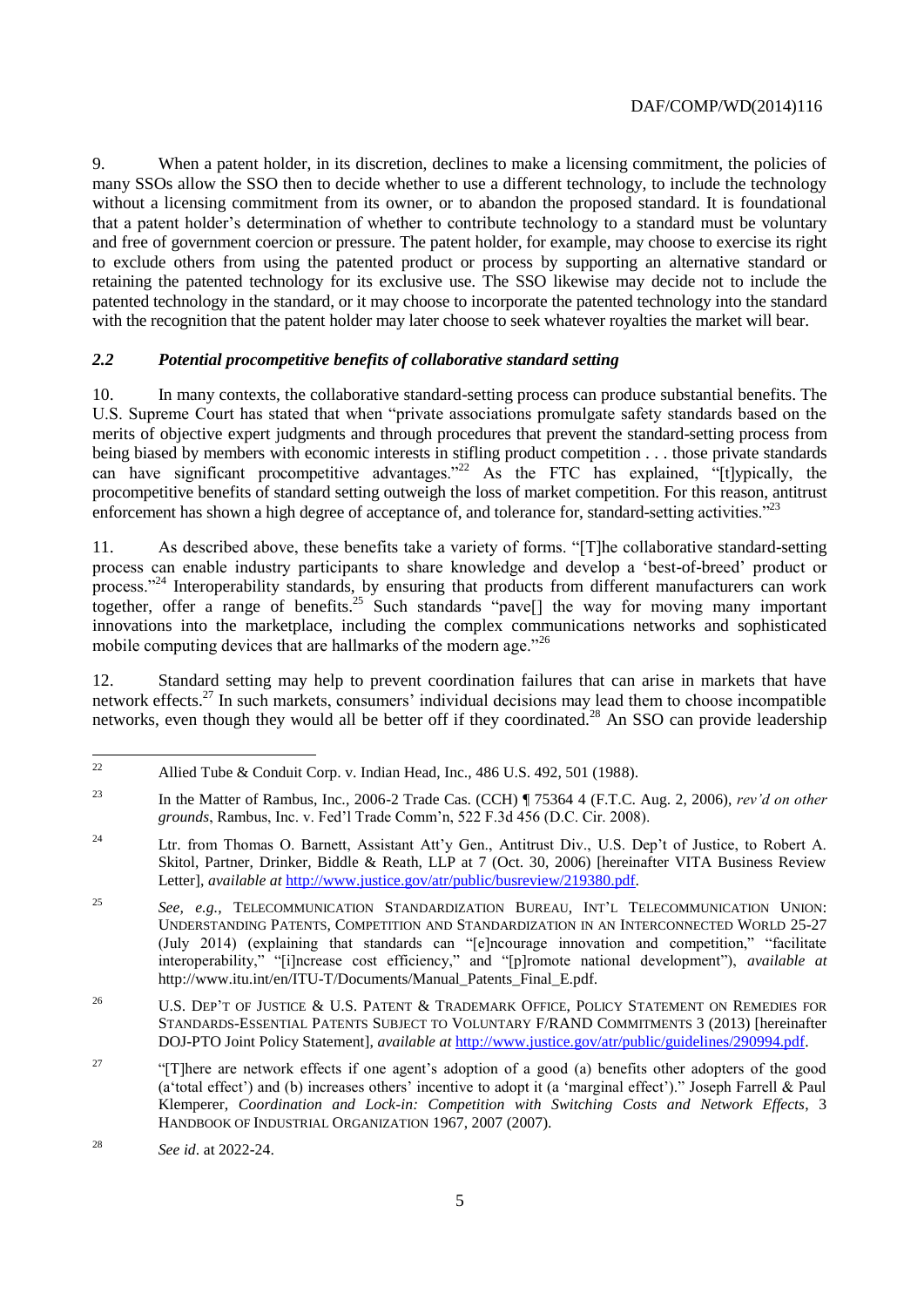9. When a patent holder, in its discretion, declines to make a licensing commitment, the policies of many SSOs allow the SSO then to decide whether to use a different technology, to include the technology without a licensing commitment from its owner, or to abandon the proposed standard. It is foundational that a patent holder's determination of whether to contribute technology to a standard must be voluntary and free of government coercion or pressure. The patent holder, for example, may choose to exercise its right to exclude others from using the patented product or process by supporting an alternative standard or retaining the patented technology for its exclusive use. The SSO likewise may decide not to include the patented technology in the standard, or it may choose to incorporate the patented technology into the standard with the recognition that the patent holder may later choose to seek whatever royalties the market will bear.

### *2.2 Potential procompetitive benefits of collaborative standard setting*

10. In many contexts, the collaborative standard-setting process can produce substantial benefits. The U.S. Supreme Court has stated that when "private associations promulgate safety standards based on the merits of objective expert judgments and through procedures that prevent the standard-setting process from being biased by members with economic interests in stifling product competition . . . those private standards can have significant procompetitive advantages."[22] As the FTC has explained, "[t]ypically, the procompetitive benefits of standard setting outweigh the loss of market competition. For this reason, antitrust enforcement has shown a high degree of acceptance of, and tolerance for, standard-setting activities."[23]

11. As described above, these benefits take a variety of forms. "[T]he collaborative standard-setting process can enable industry participants to share knowledge and develop a 'best-of-breed' product or process."[24] Interoperability standards, by ensuring that products from different manufacturers can work together, offer a range of benefits.[25] Such standards "pave[] the way for moving many important innovations into the marketplace, including the complex communications networks and sophisticated mobile computing devices that are hallmarks of the modern age."[26]

12. Standard setting may help to prevent coordination failures that can arise in markets that have network effects.[27] In such markets, consumers' individual decisions may lead them to choose incompatible networks, even though they would all be better off if they coordinated.[28] An SSO can provide leadership

---

[22] Allied Tube & Conduit Corp. v. Indian Head, Inc., 486 U.S. 492, 501 (1988).

[23] In the Matter of Rambus, Inc., 2006-2 Trade Cas. (CCH) ¶ 75364 4 (F.T.C. Aug. 2, 2006), *rev'd on other grounds*, Rambus, Inc. v. Fed'l Trade Comm'n, 522 F.3d 456 (D.C. Cir. 2008).

[24] Ltr. from Thomas O. Barnett, Assistant Att'y Gen., Antitrust Div., U.S. Dep't of Justice, to Robert A. Skitol, Partner, Drinker, Biddle & Reath, LLP at 7 (Oct. 30, 2006) [hereinafter VITA Business Review Letter], *available at* http://www.justice.gov/atr/public/busreview/219380.pdf.

[25] *See, e.g.*, TELECOMMUNICATION STANDARDIZATION BUREAU, INT'L TELECOMMUNICATION UNION: UNDERSTANDING PATENTS, COMPETITION AND STANDARDIZATION IN AN INTERCONNECTED WORLD 25-27 (July 2014) (explaining that standards can "[e]ncourage innovation and competition," "facilitate interoperability," "[i]ncrease cost efficiency," and "[p]romote national development"), *available at* http://www.itu.int/en/ITU-T/Documents/Manual_Patents_Final_E.pdf.

[26] U.S. DEP'T OF JUSTICE & U.S. PATENT & TRADEMARK OFFICE, POLICY STATEMENT ON REMEDIES FOR STANDARDS-ESSENTIAL PATENTS SUBJECT TO VOLUNTARY F/RAND COMMITMENTS 3 (2013) [hereinafter DOJ-PTO Joint Policy Statement], *available at* http://www.justice.gov/atr/public/guidelines/290994.pdf.

[27] "[T]here are network effects if one agent's adoption of a good (a) benefits other adopters of the good (a'total effect') and (b) increases others' incentive to adopt it (a 'marginal effect')." Joseph Farrell & Paul Klemperer, *Coordination and Lock-in: Competition with Switching Costs and Network Effects*, 3 HANDBOOK OF INDUSTRIAL ORGANIZATION 1967, 2007 (2007).

[28] *See id*. at 2022-24.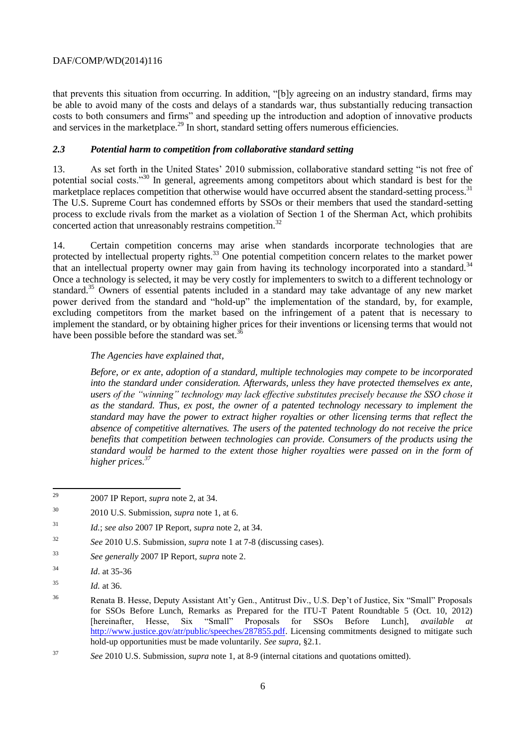that prevents this situation from occurring. In addition, "[b]y agreeing on an industry standard, firms may be able to avoid many of the costs and delays of a standards war, thus substantially reducing transaction costs to both consumers and firms" and speeding up the introduction and adoption of innovative products and services in the marketplace.[29] In short, standard setting offers numerous efficiencies.

### *2.3 Potential harm to competition from collaborative standard setting*

13. As set forth in the United States' 2010 submission, collaborative standard setting "is not free of potential social costs."[30] In general, agreements among competitors about which standard is best for the marketplace replaces competition that otherwise would have occurred absent the standard-setting process.[31] The U.S. Supreme Court has condemned efforts by SSOs or their members that used the standard-setting process to exclude rivals from the market as a violation of Section 1 of the Sherman Act, which prohibits concerted action that unreasonably restrains competition.[32]

14. Certain competition concerns may arise when standards incorporate technologies that are protected by intellectual property rights.[33] One potential competition concern relates to the market power that an intellectual property owner may gain from having its technology incorporated into a standard.[34] Once a technology is selected, it may be very costly for implementers to switch to a different technology or standard.[35] Owners of essential patents included in a standard may take advantage of any new market power derived from the standard and "hold-up" the implementation of the standard, by, for example, excluding competitors from the market based on the infringement of a patent that is necessary to implement the standard, or by obtaining higher prices for their inventions or licensing terms that would not have been possible before the standard was set.[36]

> *The Agencies have explained that,*
>
> *Before, or ex ante, adoption of a standard, multiple technologies may compete to be incorporated into the standard under consideration. Afterwards, unless they have protected themselves ex ante, users of the "winning" technology may lack effective substitutes precisely because the SSO chose it as the standard. Thus, ex post, the owner of a patented technology necessary to implement the standard may have the power to extract higher royalties or other licensing terms that reflect the absence of competitive alternatives. The users of the patented technology do not receive the price benefits that competition between technologies can provide. Consumers of the products using the standard would be harmed to the extent those higher royalties were passed on in the form of higher prices.*[37]

---

[29] 2007 IP Report, *supra* note 2, at 34.

[30] 2010 U.S. Submission, *supra* note 1, at 6.

[31] *Id.*; *see also* 2007 IP Report, *supra* note 2, at 34.

[32] *See* 2010 U.S. Submission, *supra* note 1 at 7-8 (discussing cases).

[33] *See generally* 2007 IP Report, *supra* note 2.

[34] *Id*. at 35-36

[35] *Id.* at 36.

[36] Renata B. Hesse, Deputy Assistant Att'y Gen., Antitrust Div., U.S. Dep't of Justice, Six "Small" Proposals for SSOs Before Lunch, Remarks as Prepared for the ITU-T Patent Roundtable 5 (Oct. 10, 2012) [hereinafter, Hesse, Six "Small" Proposals for SSOs Before Lunch], *available at* http://www.justice.gov/atr/public/speeches/287855.pdf. Licensing commitments designed to mitigate such hold-up opportunities must be made voluntarily. *See supra*, §2.1.

[37] *See* 2010 U.S. Submission, *supra* note 1, at 8-9 (internal citations and quotations omitted).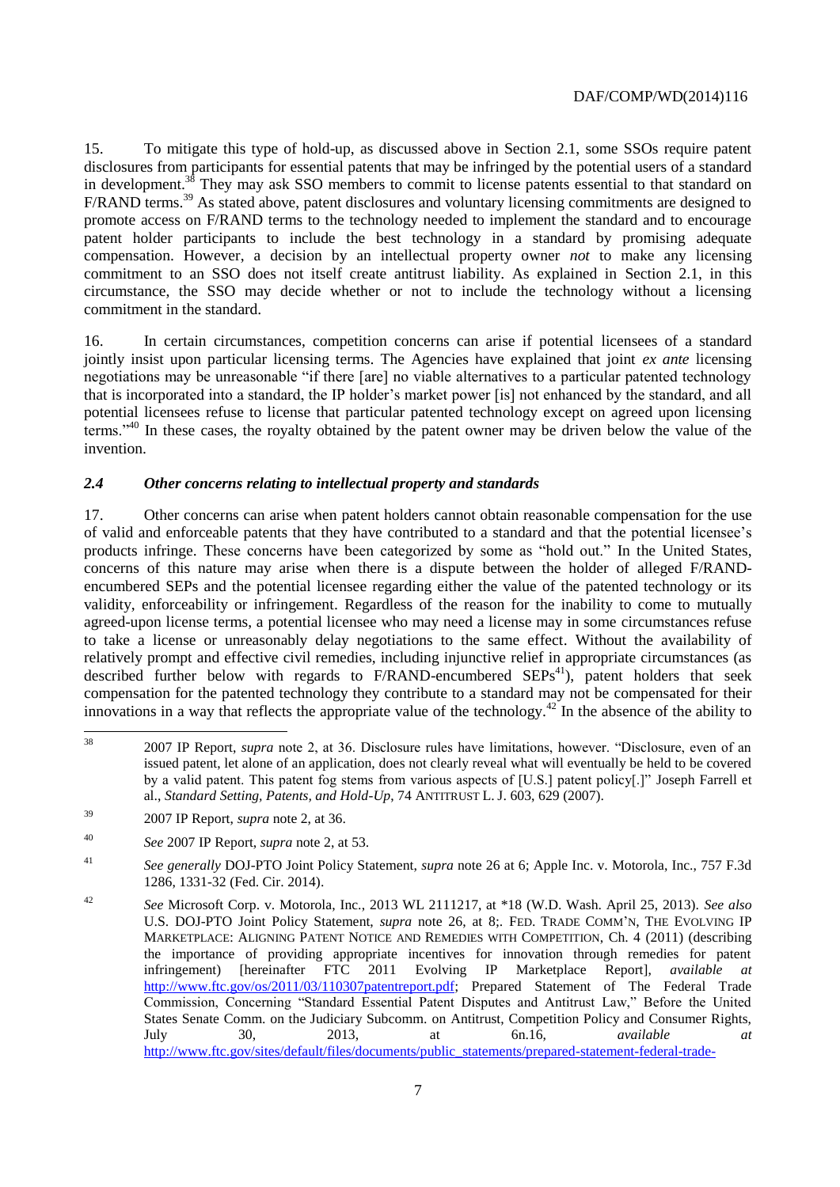15. To mitigate this type of hold-up, as discussed above in Section 2.1, some SSOs require patent disclosures from participants for essential patents that may be infringed by the potential users of a standard in development.[38] They may ask SSO members to commit to license patents essential to that standard on F/RAND terms.[39] As stated above, patent disclosures and voluntary licensing commitments are designed to promote access on F/RAND terms to the technology needed to implement the standard and to encourage patent holder participants to include the best technology in a standard by promising adequate compensation. However, a decision by an intellectual property owner *not* to make any licensing commitment to an SSO does not itself create antitrust liability. As explained in Section 2.1, in this circumstance, the SSO may decide whether or not to include the technology without a licensing commitment in the standard.

16. In certain circumstances, competition concerns can arise if potential licensees of a standard jointly insist upon particular licensing terms. The Agencies have explained that joint *ex ante* licensing negotiations may be unreasonable "if there [are] no viable alternatives to a particular patented technology that is incorporated into a standard, the IP holder's market power [is] not enhanced by the standard, and all potential licensees refuse to license that particular patented technology except on agreed upon licensing terms."[40] In these cases, the royalty obtained by the patent owner may be driven below the value of the invention.

### *2.4 Other concerns relating to intellectual property and standards*

17. Other concerns can arise when patent holders cannot obtain reasonable compensation for the use of valid and enforceable patents that they have contributed to a standard and that the potential licensee's products infringe. These concerns have been categorized by some as "hold out." In the United States, concerns of this nature may arise when there is a dispute between the holder of alleged F/RAND-encumbered SEPs and the potential licensee regarding either the value of the patented technology or its validity, enforceability or infringement. Regardless of the reason for the inability to come to mutually agreed-upon license terms, a potential licensee who may need a license may in some circumstances refuse to take a license or unreasonably delay negotiations to the same effect. Without the availability of relatively prompt and effective civil remedies, including injunctive relief in appropriate circumstances (as described further below with regards to F/RAND-encumbered SEPs[41]), patent holders that seek compensation for the patented technology they contribute to a standard may not be compensated for their innovations in a way that reflects the appropriate value of the technology.[42] In the absence of the ability to

---

[38] 2007 IP Report, *supra* note 2, at 36. Disclosure rules have limitations, however. "Disclosure, even of an issued patent, let alone of an application, does not clearly reveal what will eventually be held to be covered by a valid patent. This patent fog stems from various aspects of [U.S.] patent policy[.]" Joseph Farrell et al., *Standard Setting, Patents, and Hold-Up*, 74 ANTITRUST L. J. 603, 629 (2007).

[39] 2007 IP Report, *supra* note 2, at 36.

[40] *See* 2007 IP Report, *supra* note 2, at 53.

[41] *See generally* DOJ-PTO Joint Policy Statement, *supra* note 26 at 6; Apple Inc. v. Motorola, Inc., 757 F.3d 1286, 1331-32 (Fed. Cir. 2014).

[42] *See* Microsoft Corp. v. Motorola, Inc., 2013 WL 2111217, at *18 (W.D. Wash. April 25, 2013). *See also* U.S. DOJ-PTO Joint Policy Statement, *supra* note 26, at 8;. FED. TRADE COMM'N, THE EVOLVING IP MARKETPLACE: ALIGNING PATENT NOTICE AND REMEDIES WITH COMPETITION, Ch. 4 (2011) (describing the importance of providing appropriate incentives for innovation through remedies for patent infringement) [hereinafter FTC 2011 Evolving IP Marketplace Report], *available at* http://www.ftc.gov/os/2011/03/110307patentreport.pdf; Prepared Statement of The Federal Trade Commission, Concerning "Standard Essential Patent Disputes and Antitrust Law," Before the United States Senate Comm. on the Judiciary Subcomm. on Antitrust, Competition Policy and Consumer Rights, July 30, 2013, at 6n.16, *available at* http://www.ftc.gov/sites/default/files/documents/public_statements/prepared-statement-federal-trade-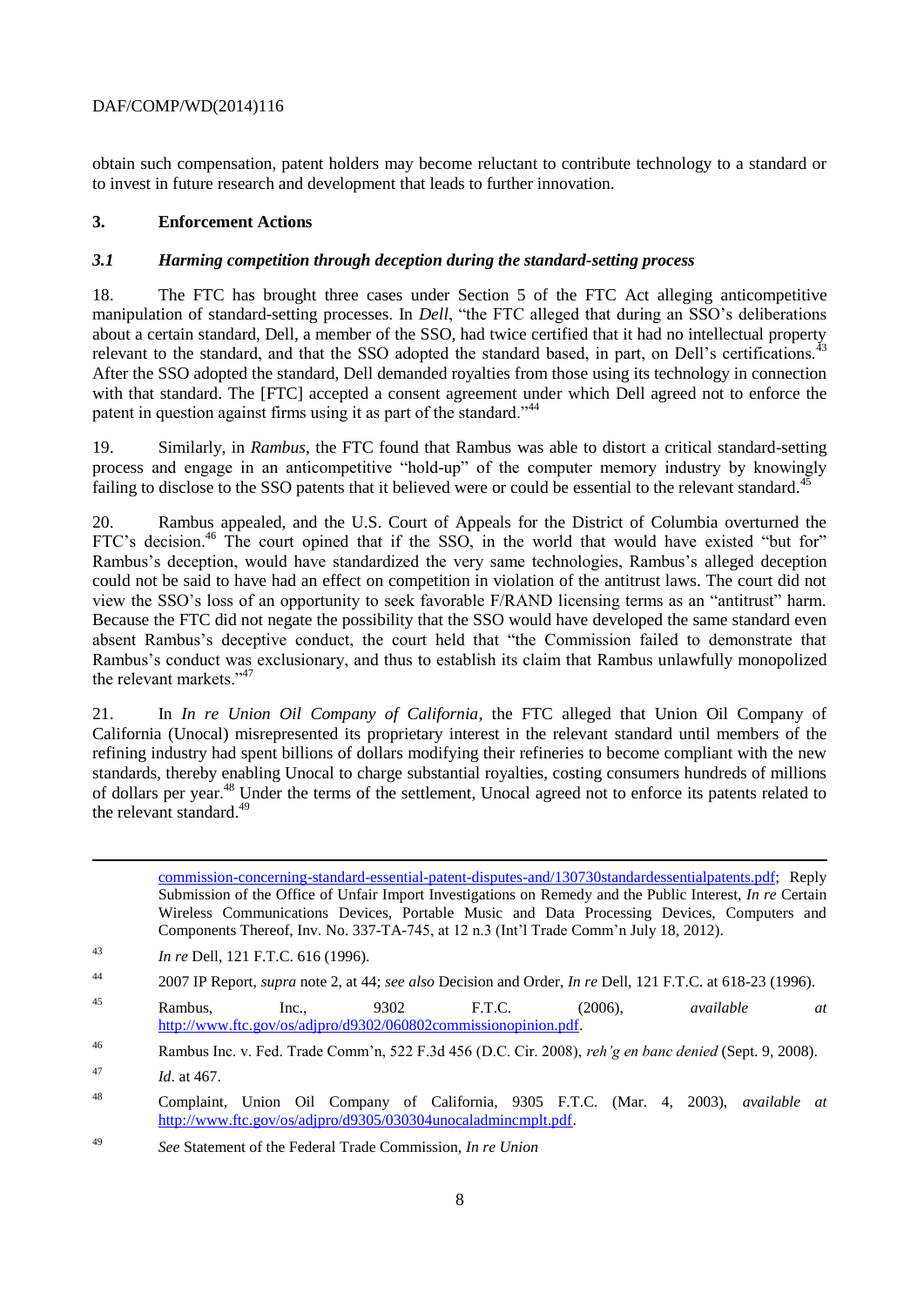obtain such compensation, patent holders may become reluctant to contribute technology to a standard or to invest in future research and development that leads to further innovation.

## 3. Enforcement Actions

### *3.1 Harming competition through deception during the standard-setting process*

18. The FTC has brought three cases under Section 5 of the FTC Act alleging anticompetitive manipulation of standard-setting processes. In *Dell*, "the FTC alleged that during an SSO's deliberations about a certain standard, Dell, a member of the SSO, had twice certified that it had no intellectual property relevant to the standard, and that the SSO adopted the standard based, in part, on Dell's certifications.[43] After the SSO adopted the standard, Dell demanded royalties from those using its technology in connection with that standard. The [FTC] accepted a consent agreement under which Dell agreed not to enforce the patent in question against firms using it as part of the standard."[44]

19. Similarly, in *Rambus*, the FTC found that Rambus was able to distort a critical standard-setting process and engage in an anticompetitive "hold-up" of the computer memory industry by knowingly failing to disclose to the SSO patents that it believed were or could be essential to the relevant standard.[45]

20. Rambus appealed, and the U.S. Court of Appeals for the District of Columbia overturned the FTC's decision.[46] The court opined that if the SSO, in the world that would have existed "but for" Rambus's deception, would have standardized the very same technologies, Rambus's alleged deception could not be said to have had an effect on competition in violation of the antitrust laws. The court did not view the SSO's loss of an opportunity to seek favorable F/RAND licensing terms as an "antitrust" harm. Because the FTC did not negate the possibility that the SSO would have developed the same standard even absent Rambus's deceptive conduct, the court held that "the Commission failed to demonstrate that Rambus's conduct was exclusionary, and thus to establish its claim that Rambus unlawfully monopolized the relevant markets."[47]

21. In *In re Union Oil Company of California*, the FTC alleged that Union Oil Company of California (Unocal) misrepresented its proprietary interest in the relevant standard until members of the refining industry had spent billions of dollars modifying their refineries to become compliant with the new standards, thereby enabling Unocal to charge substantial royalties, costing consumers hundreds of millions of dollars per year.[48] Under the terms of the settlement, Unocal agreed not to enforce its patents related to the relevant standard.[49]

---

commission-concerning-standard-essential-patent-disputes-and/130730standardessentialpatents.pdf; Reply Submission of the Office of Unfair Import Investigations on Remedy and the Public Interest, *In re* Certain Wireless Communications Devices, Portable Music and Data Processing Devices, Computers and Components Thereof, Inv. No. 337-TA-745, at 12 n.3 (Int'l Trade Comm'n July 18, 2012).

[43] *In re* Dell, 121 F.T.C. 616 (1996).

[44] 2007 IP Report, *supra* note 2, at 44; *see also* Decision and Order, *In re* Dell, 121 F.T.C. at 618-23 (1996).

[45] Rambus, Inc., 9302 F.T.C. (2006), *available at* http://www.ftc.gov/os/adjpro/d9302/060802commissionopinion.pdf.

[46] Rambus Inc. v. Fed. Trade Comm'n, 522 F.3d 456 (D.C. Cir. 2008), *reh'g en banc denied* (Sept. 9, 2008).

[47] *Id*. at 467.

[48] Complaint, Union Oil Company of California, 9305 F.T.C. (Mar. 4, 2003), *available at* http://www.ftc.gov/os/adjpro/d9305/030304unocaladmincmplt.pdf.

[49] *See* Statement of the Federal Trade Commission, *In re Union*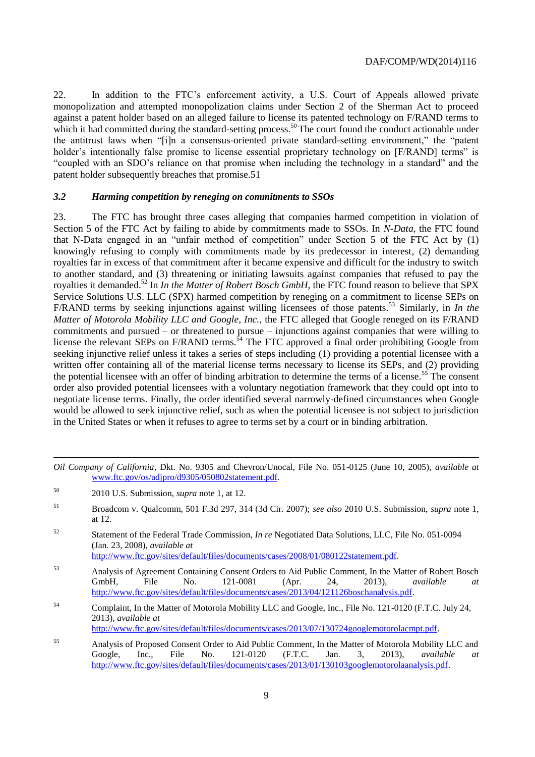22. In addition to the FTC's enforcement activity, a U.S. Court of Appeals allowed private monopolization and attempted monopolization claims under Section 2 of the Sherman Act to proceed against a patent holder based on an alleged failure to license its patented technology on F/RAND terms to which it had committed during the standard-setting process.[50] The court found the conduct actionable under the antitrust laws when "[i]n a consensus-oriented private standard-setting environment," the "patent holder's intentionally false promise to license essential proprietary technology on [F/RAND] terms" is "coupled with an SDO's reliance on that promise when including the technology in a standard" and the patent holder subsequently breaches that promise.51

### *3.2 Harming competition by reneging on commitments to SSOs*

23. The FTC has brought three cases alleging that companies harmed competition in violation of Section 5 of the FTC Act by failing to abide by commitments made to SSOs. In *N-Data*, the FTC found that N-Data engaged in an "unfair method of competition" under Section 5 of the FTC Act by (1) knowingly refusing to comply with commitments made by its predecessor in interest, (2) demanding royalties far in excess of that commitment after it became expensive and difficult for the industry to switch to another standard, and (3) threatening or initiating lawsuits against companies that refused to pay the royalties it demanded.[52] In *In the Matter of Robert Bosch GmbH*, the FTC found reason to believe that SPX Service Solutions U.S. LLC (SPX) harmed competition by reneging on a commitment to license SEPs on F/RAND terms by seeking injunctions against willing licensees of those patents.[53] Similarly, in *In the Matter of Motorola Mobility LLC and Google, Inc.*, the FTC alleged that Google reneged on its F/RAND commitments and pursued – or threatened to pursue – injunctions against companies that were willing to license the relevant SEPs on F/RAND terms.[54] The FTC approved a final order prohibiting Google from seeking injunctive relief unless it takes a series of steps including (1) providing a potential licensee with a written offer containing all of the material license terms necessary to license its SEPs, and (2) providing the potential licensee with an offer of binding arbitration to determine the terms of a license.[55] The consent order also provided potential licensees with a voluntary negotiation framework that they could opt into to negotiate license terms. Finally, the order identified several narrowly-defined circumstances when Google would be allowed to seek injunctive relief, such as when the potential licensee is not subject to jurisdiction in the United States or when it refuses to agree to terms set by a court or in binding arbitration.

---

*Oil Company of California*, Dkt. No. 9305 and Chevron/Unocal, File No. 051-0125 (June 10, 2005), *available at* www.ftc.gov/os/adjpro/d9305/050802statement.pdf.

[50] 2010 U.S. Submission, *supra* note 1, at 12.

[51] Broadcom v. Qualcomm, 501 F.3d 297, 314 (3d Cir. 2007); *see also* 2010 U.S. Submission, *supra* note 1, at 12.

[52] Statement of the Federal Trade Commission, *In re* Negotiated Data Solutions, LLC, File No. 051-0094 (Jan. 23, 2008), *available at* http://www.ftc.gov/sites/default/files/documents/cases/2008/01/080122statement.pdf.

[53] Analysis of Agreement Containing Consent Orders to Aid Public Comment, In the Matter of Robert Bosch GmbH, File No. 121-0081 (Apr. 24, 2013), *available at* http://www.ftc.gov/sites/default/files/documents/cases/2013/04/121126boschanalysis.pdf.

[54] Complaint, In the Matter of Motorola Mobility LLC and Google, Inc., File No. 121-0120 (F.T.C. July 24, 2013), *available at* http://www.ftc.gov/sites/default/files/documents/cases/2013/07/130724googlemotorolacmpt.pdf.

[55] Analysis of Proposed Consent Order to Aid Public Comment, In the Matter of Motorola Mobility LLC and Google, Inc., File No. 121-0120 (F.T.C. Jan. 3, 2013), *available at* http://www.ftc.gov/sites/default/files/documents/cases/2013/01/130103googlemotorolaanalysis.pdf.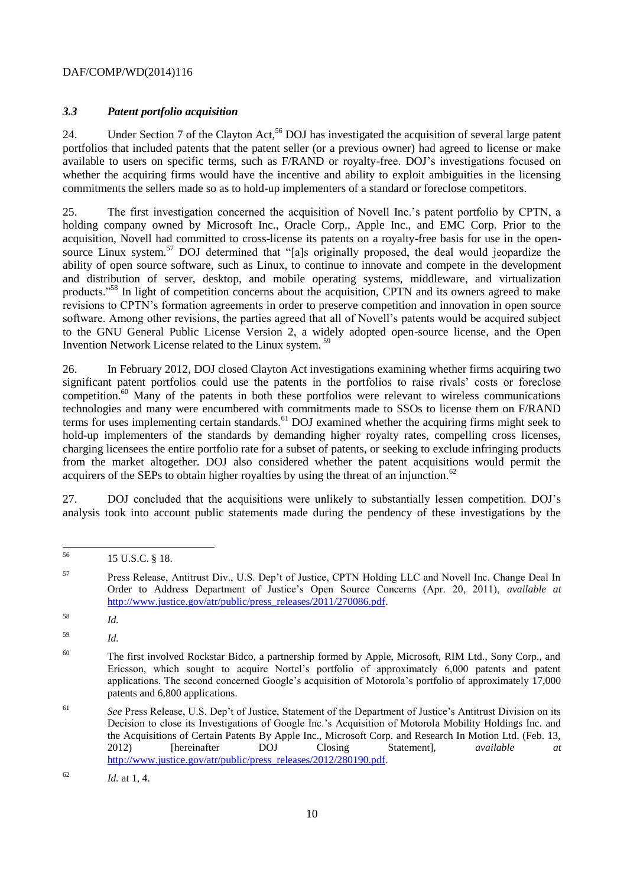### *3.3 Patent portfolio acquisition*

24. Under Section 7 of the Clayton Act,[56] DOJ has investigated the acquisition of several large patent portfolios that included patents that the patent seller (or a previous owner) had agreed to license or make available to users on specific terms, such as F/RAND or royalty-free. DOJ's investigations focused on whether the acquiring firms would have the incentive and ability to exploit ambiguities in the licensing commitments the sellers made so as to hold-up implementers of a standard or foreclose competitors.

25. The first investigation concerned the acquisition of Novell Inc.'s patent portfolio by CPTN, a holding company owned by Microsoft Inc., Oracle Corp., Apple Inc., and EMC Corp. Prior to the acquisition, Novell had committed to cross-license its patents on a royalty-free basis for use in the open-source Linux system.[57] DOJ determined that "[a]s originally proposed, the deal would jeopardize the ability of open source software, such as Linux, to continue to innovate and compete in the development and distribution of server, desktop, and mobile operating systems, middleware, and virtualization products."[58] In light of competition concerns about the acquisition, CPTN and its owners agreed to make revisions to CPTN's formation agreements in order to preserve competition and innovation in open source software. Among other revisions, the parties agreed that all of Novell's patents would be acquired subject to the GNU General Public License Version 2, a widely adopted open-source license, and the Open Invention Network License related to the Linux system.[59]

26. In February 2012, DOJ closed Clayton Act investigations examining whether firms acquiring two significant patent portfolios could use the patents in the portfolios to raise rivals' costs or foreclose competition.[60] Many of the patents in both these portfolios were relevant to wireless communications technologies and many were encumbered with commitments made to SSOs to license them on F/RAND terms for uses implementing certain standards.[61] DOJ examined whether the acquiring firms might seek to hold-up implementers of the standards by demanding higher royalty rates, compelling cross licenses, charging licensees the entire portfolio rate for a subset of patents, or seeking to exclude infringing products from the market altogether. DOJ also considered whether the patent acquisitions would permit the acquirers of the SEPs to obtain higher royalties by using the threat of an injunction.[62]

27. DOJ concluded that the acquisitions were unlikely to substantially lessen competition. DOJ's analysis took into account public statements made during the pendency of these investigations by the

---

[56] 15 U.S.C. § 18.

[57] Press Release, Antitrust Div., U.S. Dep't of Justice, CPTN Holding LLC and Novell Inc. Change Deal In Order to Address Department of Justice's Open Source Concerns (Apr. 20, 2011), *available at* http://www.justice.gov/atr/public/press_releases/2011/270086.pdf.

[58] *Id.*

[59] *Id.*

[60] The first involved Rockstar Bidco, a partnership formed by Apple, Microsoft, RIM Ltd., Sony Corp., and Ericsson, which sought to acquire Nortel's portfolio of approximately 6,000 patents and patent applications. The second concerned Google's acquisition of Motorola's portfolio of approximately 17,000 patents and 6,800 applications.

[61] *See* Press Release, U.S. Dep't of Justice, Statement of the Department of Justice's Antitrust Division on its Decision to close its Investigations of Google Inc.'s Acquisition of Motorola Mobility Holdings Inc. and the Acquisitions of Certain Patents By Apple Inc., Microsoft Corp. and Research In Motion Ltd. (Feb. 13, 2012) [hereinafter DOJ Closing Statement], *available at* http://www.justice.gov/atr/public/press_releases/2012/280190.pdf.

[62] *Id.* at 1, 4.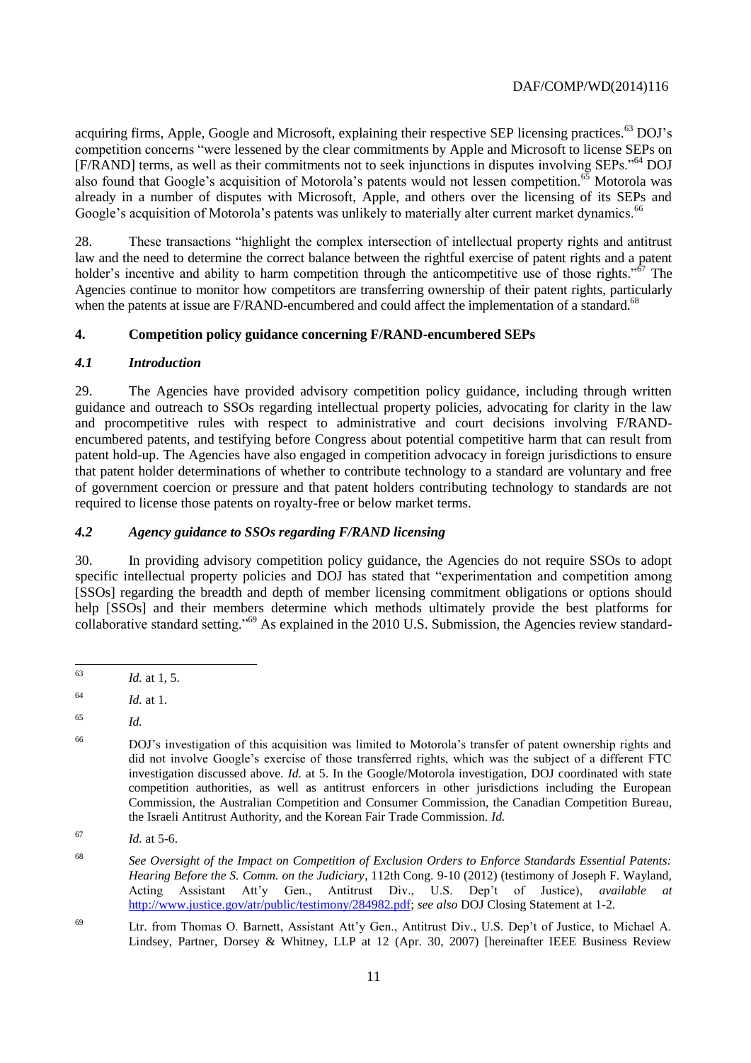acquiring firms, Apple, Google and Microsoft, explaining their respective SEP licensing practices.[63] DOJ's competition concerns "were lessened by the clear commitments by Apple and Microsoft to license SEPs on [F/RAND] terms, as well as their commitments not to seek injunctions in disputes involving SEPs."[64] DOJ also found that Google's acquisition of Motorola's patents would not lessen competition.[65] Motorola was already in a number of disputes with Microsoft, Apple, and others over the licensing of its SEPs and Google's acquisition of Motorola's patents was unlikely to materially alter current market dynamics.[66]

28. These transactions "highlight the complex intersection of intellectual property rights and antitrust law and the need to determine the correct balance between the rightful exercise of patent rights and a patent holder's incentive and ability to harm competition through the anticompetitive use of those rights."[67] The Agencies continue to monitor how competitors are transferring ownership of their patent rights, particularly when the patents at issue are F/RAND-encumbered and could affect the implementation of a standard.[68]

## 4. Competition policy guidance concerning F/RAND-encumbered SEPs

### *4.1 Introduction*

29. The Agencies have provided advisory competition policy guidance, including through written guidance and outreach to SSOs regarding intellectual property policies, advocating for clarity in the law and procompetitive rules with respect to administrative and court decisions involving F/RAND-encumbered patents, and testifying before Congress about potential competitive harm that can result from patent hold-up. The Agencies have also engaged in competition advocacy in foreign jurisdictions to ensure that patent holder determinations of whether to contribute technology to a standard are voluntary and free of government coercion or pressure and that patent holders contributing technology to standards are not required to license those patents on royalty-free or below market terms.

### *4.2 Agency guidance to SSOs regarding F/RAND licensing*

30. In providing advisory competition policy guidance, the Agencies do not require SSOs to adopt specific intellectual property policies and DOJ has stated that "experimentation and competition among [SSOs] regarding the breadth and depth of member licensing commitment obligations or options should help [SSOs] and their members determine which methods ultimately provide the best platforms for collaborative standard setting."[69] As explained in the 2010 U.S. Submission, the Agencies review standard-

---

[63] *Id.* at 1, 5.

[64] *Id.* at 1.

[65] *Id.*

[66] DOJ's investigation of this acquisition was limited to Motorola's transfer of patent ownership rights and did not involve Google's exercise of those transferred rights, which was the subject of a different FTC investigation discussed above. *Id.* at 5. In the Google/Motorola investigation, DOJ coordinated with state competition authorities, as well as antitrust enforcers in other jurisdictions including the European Commission, the Australian Competition and Consumer Commission, the Canadian Competition Bureau, the Israeli Antitrust Authority, and the Korean Fair Trade Commission. *Id.*

[67] *Id.* at 5-6.

[68] *See Oversight of the Impact on Competition of Exclusion Orders to Enforce Standards Essential Patents: Hearing Before the S. Comm. on the Judiciary*, 112th Cong. 9-10 (2012) (testimony of Joseph F. Wayland, Acting Assistant Att'y Gen., Antitrust Div., U.S. Dep't of Justice), *available at* http://www.justice.gov/atr/public/testimony/284982.pdf; *see also* DOJ Closing Statement at 1-2.

[69] Ltr. from Thomas O. Barnett, Assistant Att'y Gen., Antitrust Div., U.S. Dep't of Justice, to Michael A. Lindsey, Partner, Dorsey & Whitney, LLP at 12 (Apr. 30, 2007) [hereinafter IEEE Business Review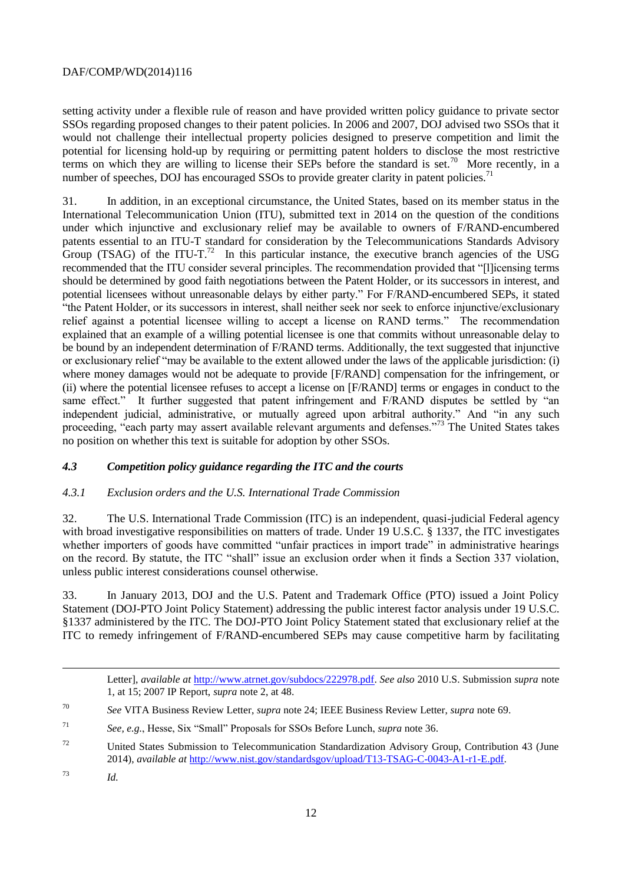setting activity under a flexible rule of reason and have provided written policy guidance to private sector SSOs regarding proposed changes to their patent policies. In 2006 and 2007, DOJ advised two SSOs that it would not challenge their intellectual property policies designed to preserve competition and limit the potential for licensing hold-up by requiring or permitting patent holders to disclose the most restrictive terms on which they are willing to license their SEPs before the standard is set.[70] More recently, in a number of speeches, DOJ has encouraged SSOs to provide greater clarity in patent policies.[71]

31. In addition, in an exceptional circumstance, the United States, based on its member status in the International Telecommunication Union (ITU), submitted text in 2014 on the question of the conditions under which injunctive and exclusionary relief may be available to owners of F/RAND-encumbered patents essential to an ITU-T standard for consideration by the Telecommunications Standards Advisory Group (TSAG) of the ITU-T.[72] In this particular instance, the executive branch agencies of the USG recommended that the ITU consider several principles. The recommendation provided that "[l]icensing terms should be determined by good faith negotiations between the Patent Holder, or its successors in interest, and potential licensees without unreasonable delays by either party." For F/RAND-encumbered SEPs, it stated "the Patent Holder, or its successors in interest, shall neither seek nor seek to enforce injunctive/exclusionary relief against a potential licensee willing to accept a license on RAND terms." The recommendation explained that an example of a willing potential licensee is one that commits without unreasonable delay to be bound by an independent determination of F/RAND terms. Additionally, the text suggested that injunctive or exclusionary relief "may be available to the extent allowed under the laws of the applicable jurisdiction: (i) where money damages would not be adequate to provide [F/RAND] compensation for the infringement, or (ii) where the potential licensee refuses to accept a license on [F/RAND] terms or engages in conduct to the same effect." It further suggested that patent infringement and F/RAND disputes be settled by "an independent judicial, administrative, or mutually agreed upon arbitral authority." And "in any such proceeding, "each party may assert available relevant arguments and defenses."[73] The United States takes no position on whether this text is suitable for adoption by other SSOs.

### *4.3 Competition policy guidance regarding the ITC and the courts*

#### *4.3.1 Exclusion orders and the U.S. International Trade Commission*

32. The U.S. International Trade Commission (ITC) is an independent, quasi-judicial Federal agency with broad investigative responsibilities on matters of trade. Under 19 U.S.C. § 1337, the ITC investigates whether importers of goods have committed "unfair practices in import trade" in administrative hearings on the record. By statute, the ITC "shall" issue an exclusion order when it finds a Section 337 violation, unless public interest considerations counsel otherwise.

33. In January 2013, DOJ and the U.S. Patent and Trademark Office (PTO) issued a Joint Policy Statement (DOJ-PTO Joint Policy Statement) addressing the public interest factor analysis under 19 U.S.C. §1337 administered by the ITC. The DOJ-PTO Joint Policy Statement stated that exclusionary relief at the ITC to remedy infringement of F/RAND-encumbered SEPs may cause competitive harm by facilitating

---

Letter], *available at* http://www.atrnet.gov/subdocs/222978.pdf. *See also* 2010 U.S. Submission *supra* note 1, at 15; 2007 IP Report, *supra* note 2, at 48.

[70] *See* VITA Business Review Letter, *supra* note 24; IEEE Business Review Letter, *supra* note 69.

[71] *See, e.g.*, Hesse, Six "Small" Proposals for SSOs Before Lunch, *supra* note 36.

[72] United States Submission to Telecommunication Standardization Advisory Group, Contribution 43 (June 2014), *available at* http://www.nist.gov/standardsgov/upload/T13-TSAG-C-0043-A1-r1-E.pdf.

[73] *Id.*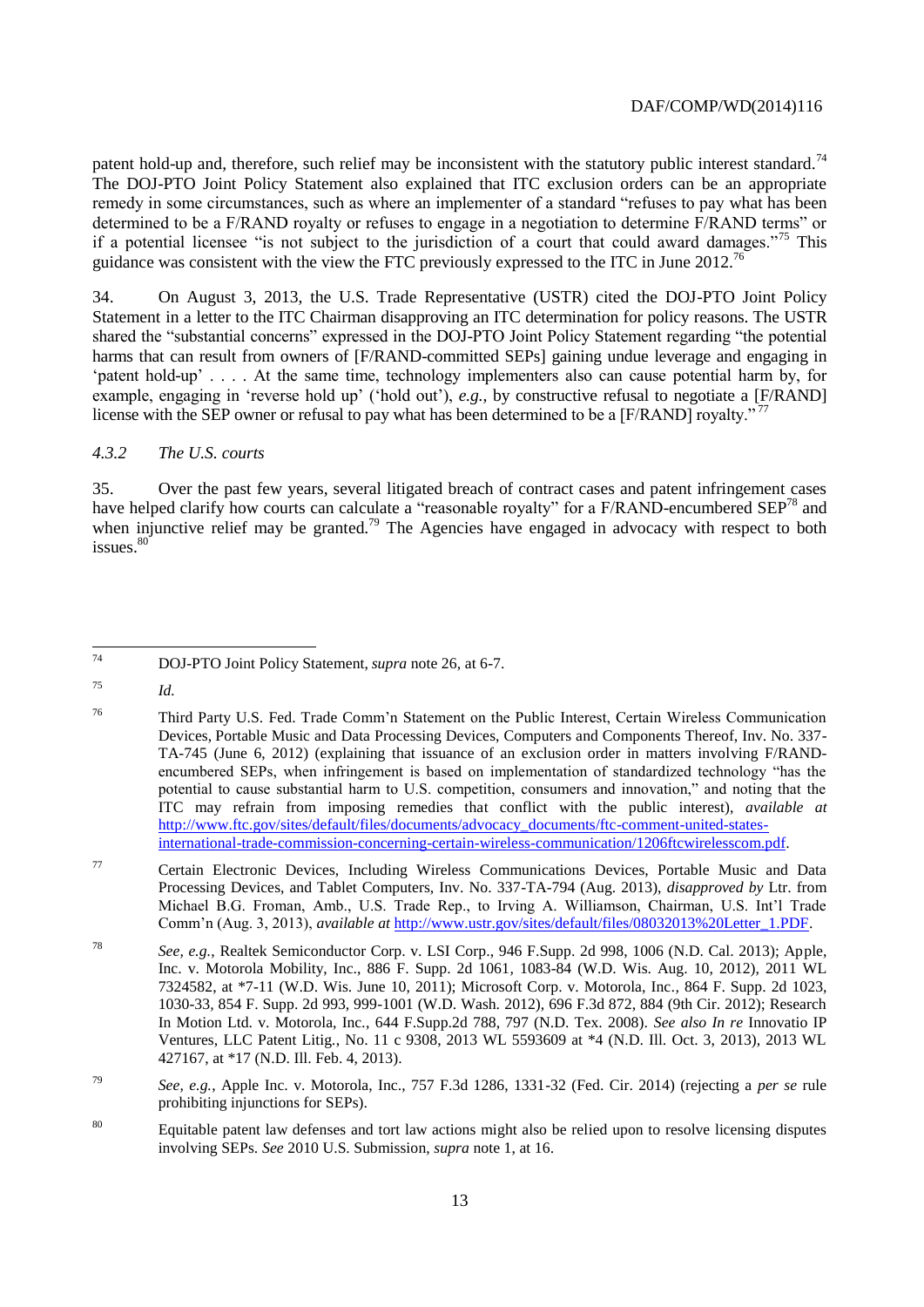patent hold-up and, therefore, such relief may be inconsistent with the statutory public interest standard.[74] The DOJ-PTO Joint Policy Statement also explained that ITC exclusion orders can be an appropriate remedy in some circumstances, such as where an implementer of a standard "refuses to pay what has been determined to be a F/RAND royalty or refuses to engage in a negotiation to determine F/RAND terms" or if a potential licensee "is not subject to the jurisdiction of a court that could award damages."[75] This guidance was consistent with the view the FTC previously expressed to the ITC in June 2012.[76]

34. On August 3, 2013, the U.S. Trade Representative (USTR) cited the DOJ-PTO Joint Policy Statement in a letter to the ITC Chairman disapproving an ITC determination for policy reasons. The USTR shared the "substantial concerns" expressed in the DOJ-PTO Joint Policy Statement regarding "the potential harms that can result from owners of [F/RAND-committed SEPs] gaining undue leverage and engaging in 'patent hold-up' . . . . At the same time, technology implementers also can cause potential harm by, for example, engaging in 'reverse hold up' ('hold out'), *e.g.*, by constructive refusal to negotiate a [F/RAND] license with the SEP owner or refusal to pay what has been determined to be a [F/RAND] royalty."[77]

### *4.3.2 The U.S. courts*

35. Over the past few years, several litigated breach of contract cases and patent infringement cases have helped clarify how courts can calculate a "reasonable royalty" for a F/RAND-encumbered SEP[78] and when injunctive relief may be granted.[79] The Agencies have engaged in advocacy with respect to both issues.[80]

---

[74] DOJ-PTO Joint Policy Statement, *supra* note 26, at 6-7.

[75] *Id.*

[76] Third Party U.S. Fed. Trade Comm'n Statement on the Public Interest, Certain Wireless Communication Devices, Portable Music and Data Processing Devices, Computers and Components Thereof, Inv. No. 337-TA-745 (June 6, 2012) (explaining that issuance of an exclusion order in matters involving F/RAND-encumbered SEPs, when infringement is based on implementation of standardized technology "has the potential to cause substantial harm to U.S. competition, consumers and innovation," and noting that the ITC may refrain from imposing remedies that conflict with the public interest), *available at* http://www.ftc.gov/sites/default/files/documents/advocacy_documents/ftc-comment-united-states-international-trade-commission-concerning-certain-wireless-communication/1206ftcwirelesscom.pdf.

[77] Certain Electronic Devices, Including Wireless Communications Devices, Portable Music and Data Processing Devices, and Tablet Computers, Inv. No. 337-TA-794 (Aug. 2013), *disapproved by* Ltr. from Michael B.G. Froman, Amb., U.S. Trade Rep., to Irving A. Williamson, Chairman, U.S. Int'l Trade Comm'n (Aug. 3, 2013), *available at* http://www.ustr.gov/sites/default/files/08032013%20Letter_1.PDF.

[78] *See, e.g.*, Realtek Semiconductor Corp. v. LSI Corp., 946 F.Supp. 2d 998, 1006 (N.D. Cal. 2013); Apple, Inc. v. Motorola Mobility, Inc., 886 F. Supp. 2d 1061, 1083-84 (W.D. Wis. Aug. 10, 2012), 2011 WL 7324582, at *7-11 (W.D. Wis. June 10, 2011); Microsoft Corp. v. Motorola, Inc., 864 F. Supp. 2d 1023, 1030-33, 854 F. Supp. 2d 993, 999-1001 (W.D. Wash. 2012), 696 F.3d 872, 884 (9th Cir. 2012); Research In Motion Ltd. v. Motorola, Inc., 644 F.Supp.2d 788, 797 (N.D. Tex. 2008). *See also In re* Innovatio IP Ventures, LLC Patent Litig., No. 11 c 9308, 2013 WL 5593609 at *4 (N.D. Ill. Oct. 3, 2013), 2013 WL 427167, at *17 (N.D. Ill. Feb. 4, 2013).

[79] *See, e.g.*, Apple Inc. v. Motorola, Inc., 757 F.3d 1286, 1331-32 (Fed. Cir. 2014) (rejecting a *per se* rule prohibiting injunctions for SEPs).

[80] Equitable patent law defenses and tort law actions might also be relied upon to resolve licensing disputes involving SEPs. *See* 2010 U.S. Submission, *supra* note 1, at 16.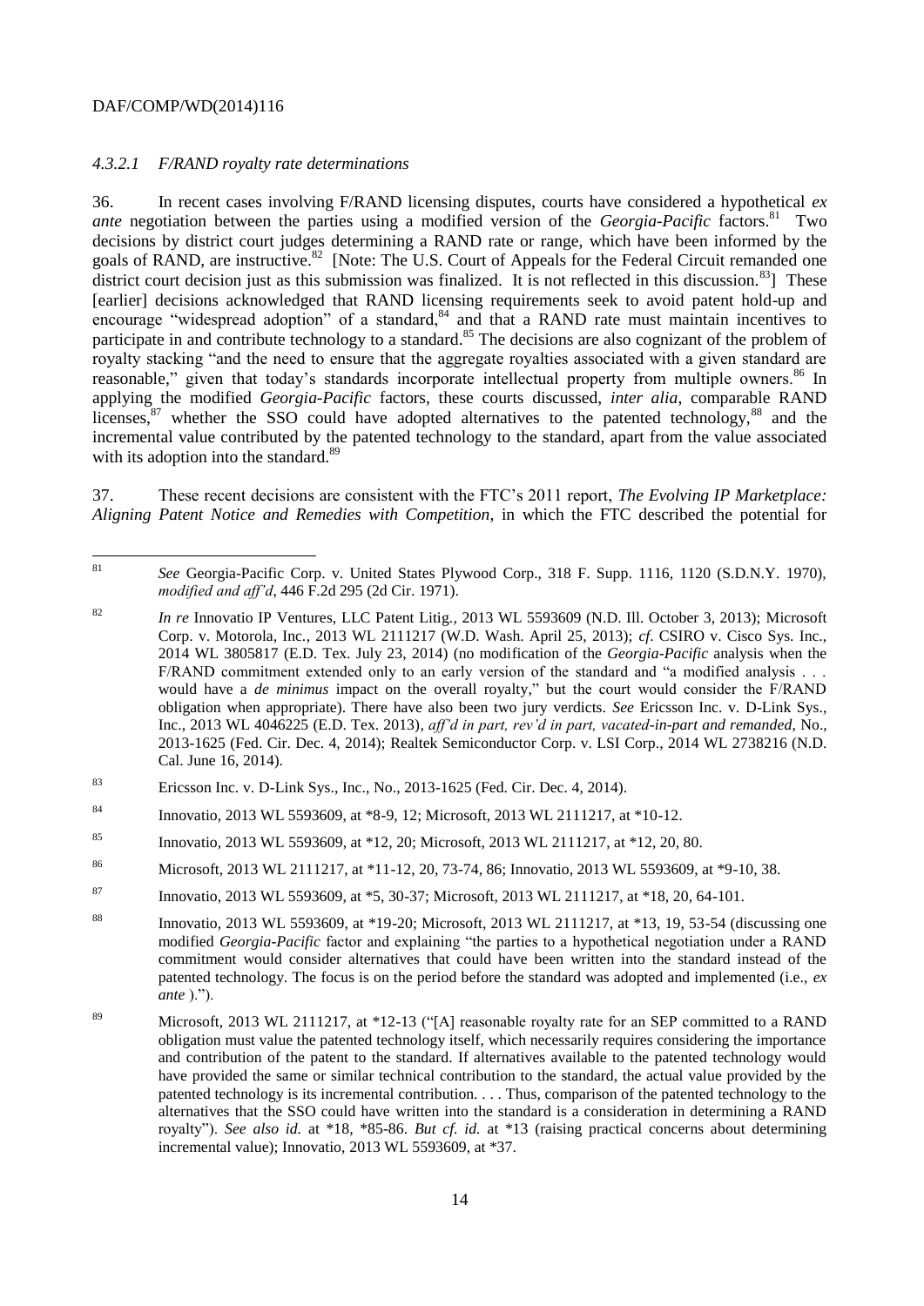#### *4.3.2.1 F/RAND royalty rate determinations*

36. In recent cases involving F/RAND licensing disputes, courts have considered a hypothetical *ex ante* negotiation between the parties using a modified version of the *Georgia-Pacific* factors.[81] Two decisions by district court judges determining a RAND rate or range, which have been informed by the goals of RAND, are instructive.[82] [Note: The U.S. Court of Appeals for the Federal Circuit remanded one district court decision just as this submission was finalized. It is not reflected in this discussion.[83]] These [earlier] decisions acknowledged that RAND licensing requirements seek to avoid patent hold-up and encourage "widespread adoption" of a standard,[84] and that a RAND rate must maintain incentives to participate in and contribute technology to a standard.[85] The decisions are also cognizant of the problem of royalty stacking "and the need to ensure that the aggregate royalties associated with a given standard are reasonable," given that today's standards incorporate intellectual property from multiple owners.[86] In applying the modified *Georgia-Pacific* factors, these courts discussed, *inter alia*, comparable RAND licenses,[87] whether the SSO could have adopted alternatives to the patented technology,[88] and the incremental value contributed by the patented technology to the standard, apart from the value associated with its adoption into the standard.[89]

37. These recent decisions are consistent with the FTC's 2011 report, *The Evolving IP Marketplace: Aligning Patent Notice and Remedies with Competition*, in which the FTC described the potential for

---

[81] *See* Georgia-Pacific Corp. v. United States Plywood Corp., 318 F. Supp. 1116, 1120 (S.D.N.Y. 1970), *modified and aff'd*, 446 F.2d 295 (2d Cir. 1971).

[82] *In re* Innovatio IP Ventures, LLC Patent Litig., 2013 WL 5593609 (N.D. Ill. October 3, 2013); Microsoft Corp. v. Motorola, Inc., 2013 WL 2111217 (W.D. Wash. April 25, 2013); *cf*. CSIRO v. Cisco Sys. Inc., 2014 WL 3805817 (E.D. Tex. July 23, 2014) (no modification of the *Georgia-Pacific* analysis when the F/RAND commitment extended only to an early version of the standard and "a modified analysis . . . would have a *de minimus* impact on the overall royalty," but the court would consider the F/RAND obligation when appropriate). There have also been two jury verdicts. *See* Ericsson Inc. v. D-Link Sys., Inc., 2013 WL 4046225 (E.D. Tex. 2013), *aff'd in part, rev'd in part, vacated-in-part and remanded*, No., 2013-1625 (Fed. Cir. Dec. 4, 2014); Realtek Semiconductor Corp. v. LSI Corp., 2014 WL 2738216 (N.D. Cal. June 16, 2014).

[83] Ericsson Inc. v. D-Link Sys., Inc., No., 2013-1625 (Fed. Cir. Dec. 4, 2014).

[84] Innovatio, 2013 WL 5593609, at *8-9, 12; Microsoft, 2013 WL 2111217, at *10-12.

[85] Innovatio, 2013 WL 5593609, at *12, 20; Microsoft, 2013 WL 2111217, at *12, 20, 80.

[86] Microsoft, 2013 WL 2111217, at *11-12, 20, 73-74, 86; Innovatio, 2013 WL 5593609, at *9-10, 38.

[87] Innovatio, 2013 WL 5593609, at *5, 30-37; Microsoft, 2013 WL 2111217, at *18, 20, 64-101.

[88] Innovatio, 2013 WL 5593609, at *19-20; Microsoft, 2013 WL 2111217, at *13, 19, 53-54 (discussing one modified *Georgia-Pacific* factor and explaining "the parties to a hypothetical negotiation under a RAND commitment would consider alternatives that could have been written into the standard instead of the patented technology. The focus is on the period before the standard was adopted and implemented (i.e., *ex ante* ).").

[89] Microsoft, 2013 WL 2111217, at *12-13 ("[A] reasonable royalty rate for an SEP committed to a RAND obligation must value the patented technology itself, which necessarily requires considering the importance and contribution of the patent to the standard. If alternatives available to the patented technology would have provided the same or similar technical contribution to the standard, the actual value provided by the patented technology is its incremental contribution. . . . Thus, comparison of the patented technology to the alternatives that the SSO could have written into the standard is a consideration in determining a RAND royalty"). *See also id.* at *18, *85-86. *But cf. id.* at *13 (raising practical concerns about determining incremental value); Innovatio, 2013 WL 5593609, at *37.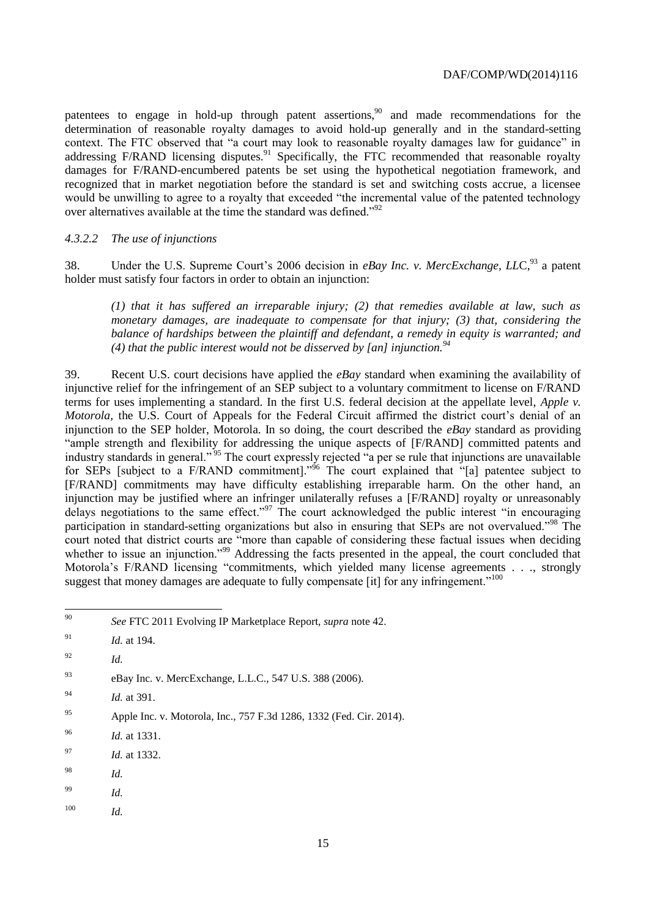patentees to engage in hold-up through patent assertions,[90] and made recommendations for the determination of reasonable royalty damages to avoid hold-up generally and in the standard-setting context. The FTC observed that "a court may look to reasonable royalty damages law for guidance" in addressing F/RAND licensing disputes.[91] Specifically, the FTC recommended that reasonable royalty damages for F/RAND-encumbered patents be set using the hypothetical negotiation framework, and recognized that in market negotiation before the standard is set and switching costs accrue, a licensee would be unwilling to agree to a royalty that exceeded "the incremental value of the patented technology over alternatives available at the time the standard was defined."[92]

#### *4.3.2.2 The use of injunctions*

38. Under the U.S. Supreme Court's 2006 decision in *eBay Inc. v. MercExchange, LLC*,[93] a patent holder must satisfy four factors in order to obtain an injunction:

> *(1) that it has suffered an irreparable injury; (2) that remedies available at law, such as monetary damages, are inadequate to compensate for that injury; (3) that, considering the balance of hardships between the plaintiff and defendant, a remedy in equity is warranted; and (4) that the public interest would not be disserved by [an] injunction.*[94]

39. Recent U.S. court decisions have applied the *eBay* standard when examining the availability of injunctive relief for the infringement of an SEP subject to a voluntary commitment to license on F/RAND terms for uses implementing a standard. In the first U.S. federal decision at the appellate level, *Apple v. Motorola*, the U.S. Court of Appeals for the Federal Circuit affirmed the district court's denial of an injunction to the SEP holder, Motorola. In so doing, the court described the *eBay* standard as providing "ample strength and flexibility for addressing the unique aspects of [F/RAND] committed patents and industry standards in general."[95] The court expressly rejected "a per se rule that injunctions are unavailable for SEPs [subject to a F/RAND commitment]."[96] The court explained that "[a] patentee subject to [F/RAND] commitments may have difficulty establishing irreparable harm. On the other hand, an injunction may be justified where an infringer unilaterally refuses a [F/RAND] royalty or unreasonably delays negotiations to the same effect."[97] The court acknowledged the public interest "in encouraging participation in standard-setting organizations but also in ensuring that SEPs are not overvalued."[98] The court noted that district courts are "more than capable of considering these factual issues when deciding whether to issue an injunction."[99] Addressing the facts presented in the appeal, the court concluded that Motorola's F/RAND licensing "commitments, which yielded many license agreements . . ., strongly suggest that money damages are adequate to fully compensate [it] for any infringement."[100]

---

[90] *See* FTC 2011 Evolving IP Marketplace Report, *supra* note 42.

[91] *Id.* at 194.

[92] *Id.*

[93] eBay Inc. v. MercExchange, L.L.C., 547 U.S. 388 (2006).

[94] *Id.* at 391.

[95] Apple Inc. v. Motorola, Inc., 757 F.3d 1286, 1332 (Fed. Cir. 2014).

[96] *Id.* at 1331.

[97] *Id.* at 1332.

[98] *Id.*

[99] *Id.*

[100] *Id.*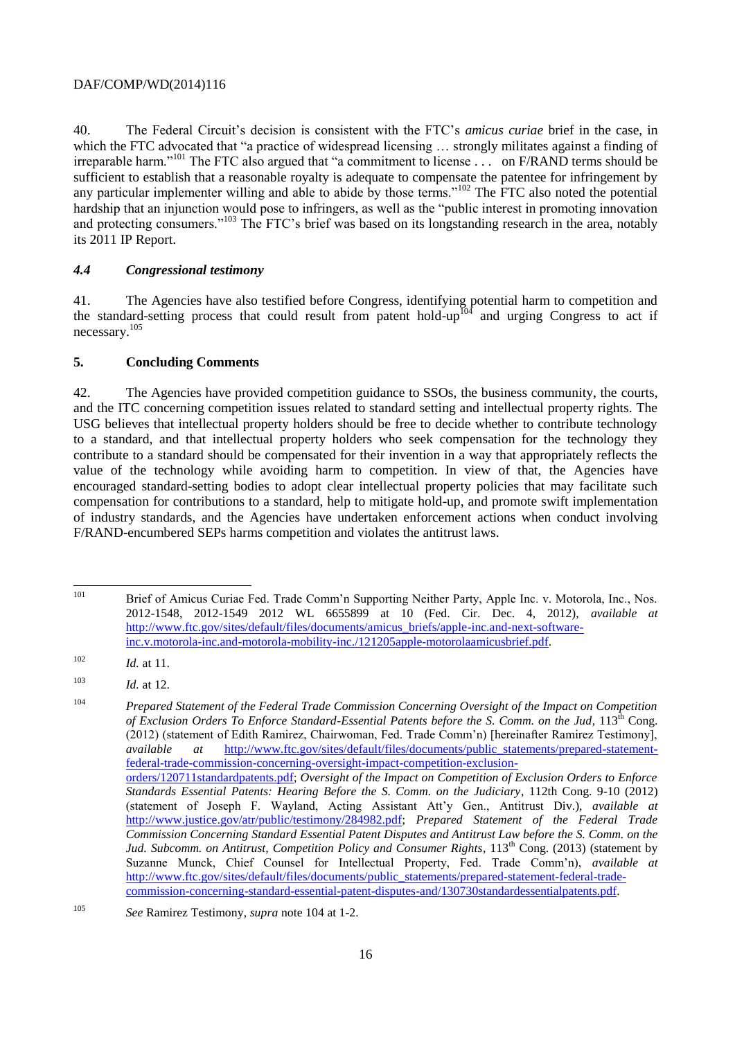40. The Federal Circuit's decision is consistent with the FTC's *amicus curiae* brief in the case, in which the FTC advocated that "a practice of widespread licensing … strongly militates against a finding of irreparable harm."[101] The FTC also argued that "a commitment to license . . . on F/RAND terms should be sufficient to establish that a reasonable royalty is adequate to compensate the patentee for infringement by any particular implementer willing and able to abide by those terms."[102] The FTC also noted the potential hardship that an injunction would pose to infringers, as well as the "public interest in promoting innovation and protecting consumers."[103] The FTC's brief was based on its longstanding research in the area, notably its 2011 IP Report.

### *4.4 Congressional testimony*

41. The Agencies have also testified before Congress, identifying potential harm to competition and the standard-setting process that could result from patent hold-up[104] and urging Congress to act if necessary.[105]

## 5. Concluding Comments

42. The Agencies have provided competition guidance to SSOs, the business community, the courts, and the ITC concerning competition issues related to standard setting and intellectual property rights. The USG believes that intellectual property holders should be free to decide whether to contribute technology to a standard, and that intellectual property holders who seek compensation for the technology they contribute to a standard should be compensated for their invention in a way that appropriately reflects the value of the technology while avoiding harm to competition. In view of that, the Agencies have encouraged standard-setting bodies to adopt clear intellectual property policies that may facilitate such compensation for contributions to a standard, help to mitigate hold-up, and promote swift implementation of industry standards, and the Agencies have undertaken enforcement actions when conduct involving F/RAND-encumbered SEPs harms competition and violates the antitrust laws.

---

[101] Brief of Amicus Curiae Fed. Trade Comm'n Supporting Neither Party, Apple Inc. v. Motorola, Inc., Nos. 2012-1548, 2012-1549 2012 WL 6655899 at 10 (Fed. Cir. Dec. 4, 2012), *available at* http://www.ftc.gov/sites/default/files/documents/amicus_briefs/apple-inc.and-next-software-inc.v.motorola-inc.and-motorola-mobility-inc./121205apple-motorolaamicusbrief.pdf.

[102] *Id.* at 11.

[103] *Id.* at 12.

[104] *Prepared Statement of the Federal Trade Commission Concerning Oversight of the Impact on Competition of Exclusion Orders To Enforce Standard-Essential Patents before the S. Comm. on the Jud*, 113th Cong. (2012) (statement of Edith Ramirez, Chairwoman, Fed. Trade Comm'n) [hereinafter Ramirez Testimony], *available at* http://www.ftc.gov/sites/default/files/documents/public_statements/prepared-statement-federal-trade-commission-concerning-oversight-impact-competition-exclusion-orders/120711standardpatents.pdf; *Oversight of the Impact on Competition of Exclusion Orders to Enforce Standards Essential Patents: Hearing Before the S. Comm. on the Judiciary*, 112th Cong. 9-10 (2012) (statement of Joseph F. Wayland, Acting Assistant Att'y Gen., Antitrust Div.), *available at* http://www.justice.gov/atr/public/testimony/284982.pdf; *Prepared Statement of the Federal Trade Commission Concerning Standard Essential Patent Disputes and Antitrust Law before the S. Comm. on the Jud. Subcomm. on Antitrust, Competition Policy and Consumer Rights*, 113th Cong. (2013) (statement by Suzanne Munck, Chief Counsel for Intellectual Property, Fed. Trade Comm'n), *available at* http://www.ftc.gov/sites/default/files/documents/public_statements/prepared-statement-federal-trade-commission-concerning-standard-essential-patent-disputes-and/130730standardessentialpatents.pdf.

[105] *See* Ramirez Testimony, *supra* note 104 at 1-2.